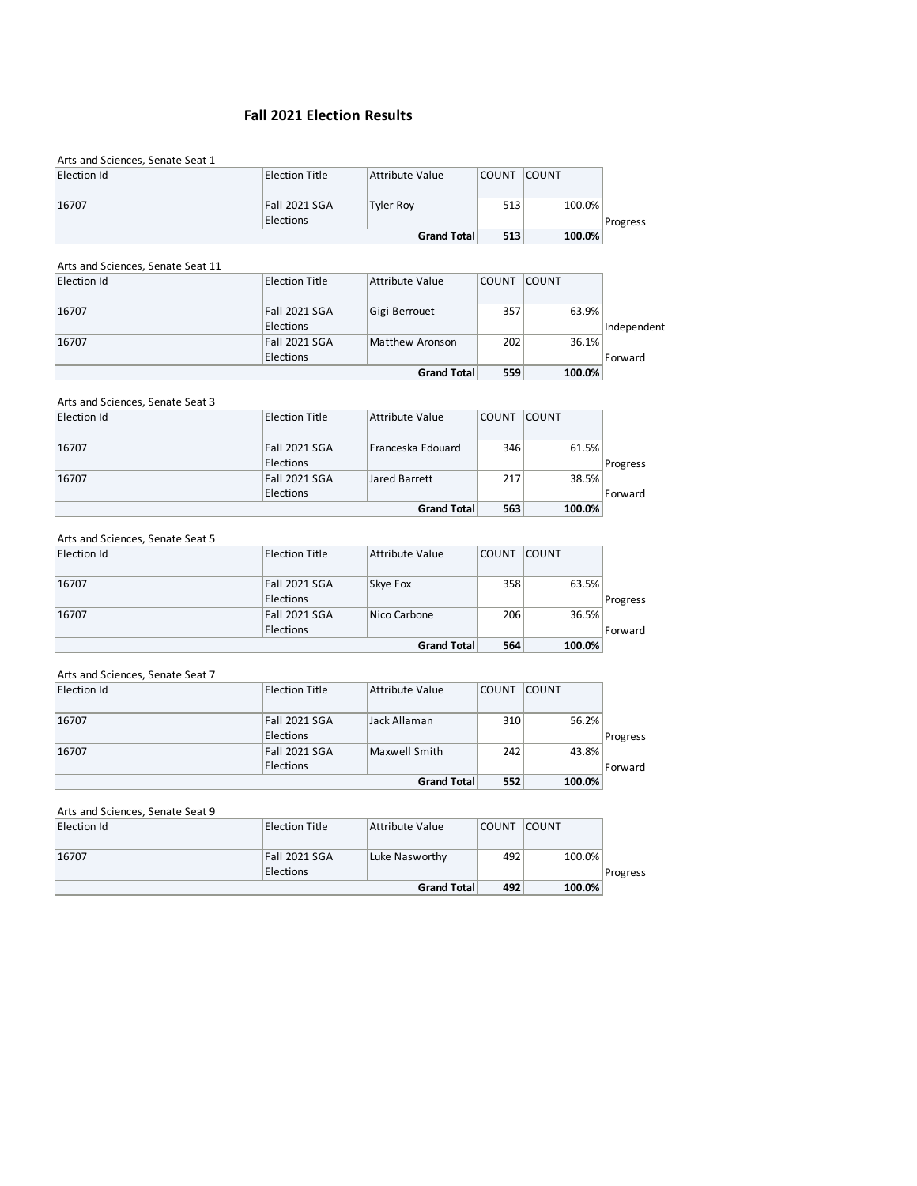# Fall 2021 Election Results

Arts and Sciences, Senate Seat 1

| Election Id | Election Title | Attribute Value | COUNT | COUNT | |
|---|---|---|---|---|---|
| 16707 | Fall 2021 SGA Elections | Tyler Roy | 513 | 100.0% | Progress |
| | | **Grand Total** | **513** | **100.0%** | |

Arts and Sciences, Senate Seat 11

| Election Id | Election Title | Attribute Value | COUNT | COUNT | |
|---|---|---|---|---|---|
| 16707 | Fall 2021 SGA Elections | Gigi Berrouet | 357 | 63.9% | Independent |
| 16707 | Fall 2021 SGA Elections | Matthew Aronson | 202 | 36.1% | Forward |
| | | **Grand Total** | **559** | **100.0%** | |

Arts and Sciences, Senate Seat 3

| Election Id | Election Title | Attribute Value | COUNT | COUNT | |
|---|---|---|---|---|---|
| 16707 | Fall 2021 SGA Elections | Franceska Edouard | 346 | 61.5% | Progress |
| 16707 | Fall 2021 SGA Elections | Jared Barrett | 217 | 38.5% | Forward |
| | | **Grand Total** | **563** | **100.0%** | |

Arts and Sciences, Senate Seat 5

| Election Id | Election Title | Attribute Value | COUNT | COUNT | |
|---|---|---|---|---|---|
| 16707 | Fall 2021 SGA Elections | Skye Fox | 358 | 63.5% | Progress |
| 16707 | Fall 2021 SGA Elections | Nico Carbone | 206 | 36.5% | Forward |
| | | **Grand Total** | **564** | **100.0%** | |

Arts and Sciences, Senate Seat 7

| Election Id | Election Title | Attribute Value | COUNT | COUNT | |
|---|---|---|---|---|---|
| 16707 | Fall 2021 SGA Elections | Jack Allaman | 310 | 56.2% | Progress |
| 16707 | Fall 2021 SGA Elections | Maxwell Smith | 242 | 43.8% | Forward |
| | | **Grand Total** | **552** | **100.0%** | |

Arts and Sciences, Senate Seat 9

| Election Id | Election Title | Attribute Value | COUNT | COUNT | |
|---|---|---|---|---|---|
| 16707 | Fall 2021 SGA Elections | Luke Nasworthy | 492 | 100.0% | Progress |
| | | **Grand Total** | **492** | **100.0%** | |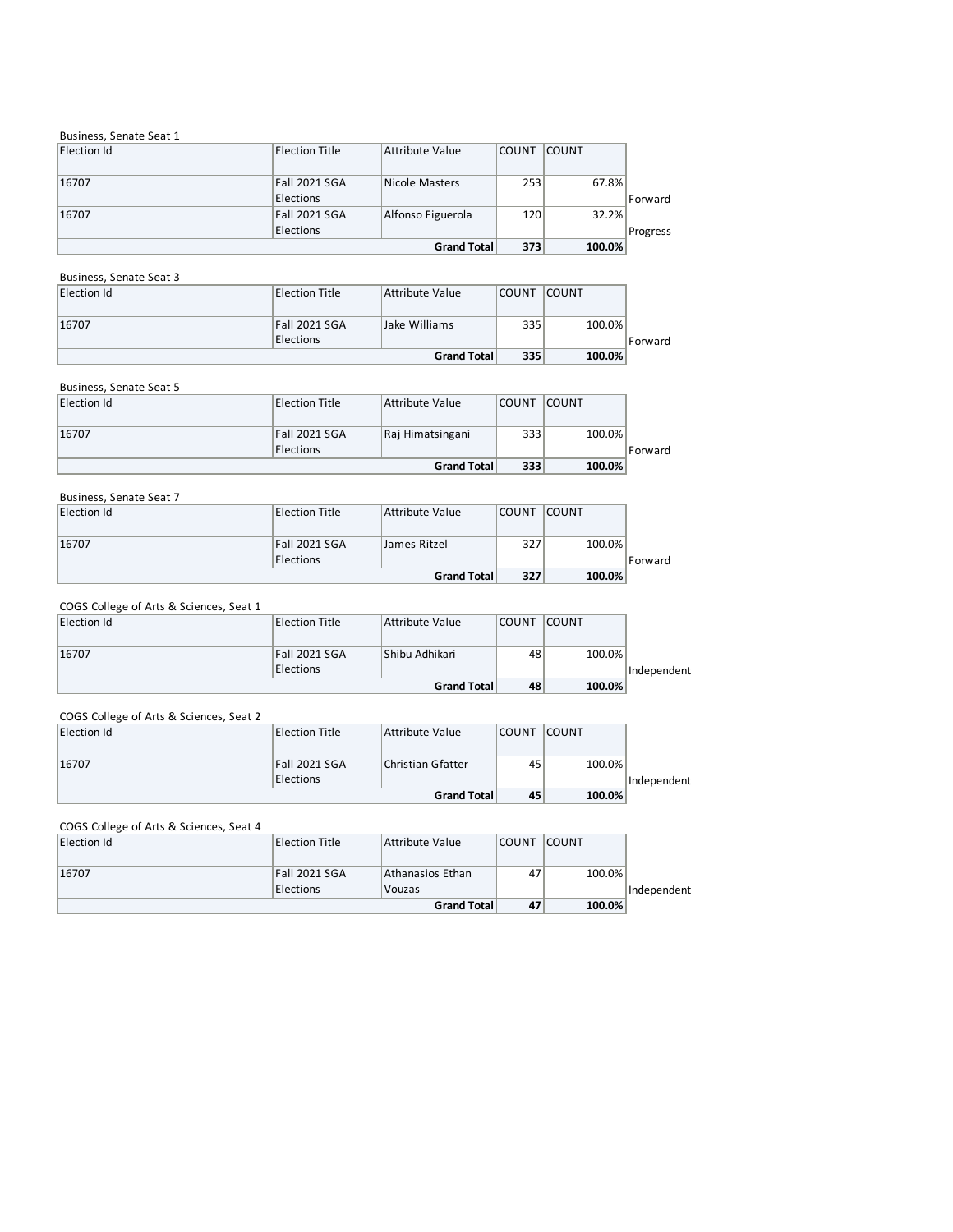Business, Senate Seat 1

| Election Id | Election Title | Attribute Value | COUNT | COUNT | |
|---|---|---|---|---|---|
| 16707 | Fall 2021 SGA Elections | Nicole Masters | 253 | 67.8% | Forward |
| 16707 | Fall 2021 SGA Elections | Alfonso Figuerola | 120 | 32.2% | Progress |
| | | **Grand Total** | **373** | **100.0%** | |

Business, Senate Seat 3

| Election Id | Election Title | Attribute Value | COUNT | COUNT | |
|---|---|---|---|---|---|
| 16707 | Fall 2021 SGA Elections | Jake Williams | 335 | 100.0% | Forward |
| | | **Grand Total** | **335** | **100.0%** | |

Business, Senate Seat 5

| Election Id | Election Title | Attribute Value | COUNT | COUNT | |
|---|---|---|---|---|---|
| 16707 | Fall 2021 SGA Elections | Raj Himatsingani | 333 | 100.0% | Forward |
| | | **Grand Total** | **333** | **100.0%** | |

Business, Senate Seat 7

| Election Id | Election Title | Attribute Value | COUNT | COUNT | |
|---|---|---|---|---|---|
| 16707 | Fall 2021 SGA Elections | James Ritzel | 327 | 100.0% | Forward |
| | | **Grand Total** | **327** | **100.0%** | |

COGS College of Arts & Sciences, Seat 1

| Election Id | Election Title | Attribute Value | COUNT | COUNT | |
|---|---|---|---|---|---|
| 16707 | Fall 2021 SGA Elections | Shibu Adhikari | 48 | 100.0% | Independent |
| | | **Grand Total** | **48** | **100.0%** | |

COGS College of Arts & Sciences, Seat 2

| Election Id | Election Title | Attribute Value | COUNT | COUNT | |
|---|---|---|---|---|---|
| 16707 | Fall 2021 SGA Elections | Christian Gfatter | 45 | 100.0% | Independent |
| | | **Grand Total** | **45** | **100.0%** | |

COGS College of Arts & Sciences, Seat 4

| Election Id | Election Title | Attribute Value | COUNT | COUNT | |
|---|---|---|---|---|---|
| 16707 | Fall 2021 SGA Elections | Athanasios Ethan Vouzas | 47 | 100.0% | Independent |
| | | **Grand Total** | **47** | **100.0%** | |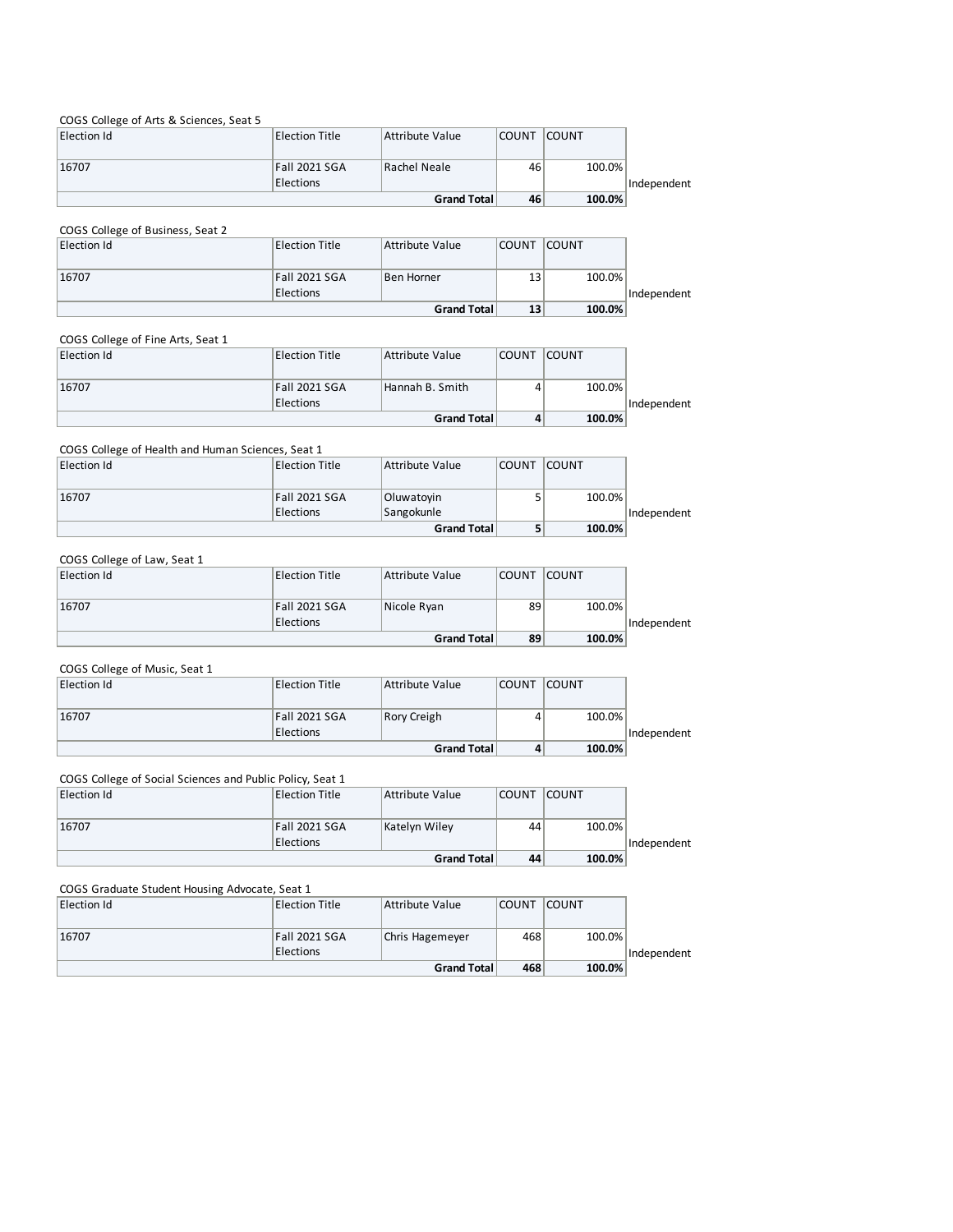COGS College of Arts & Sciences, Seat 5

| Election Id | Election Title | Attribute Value | COUNT | COUNT | |
|---|---|---|---|---|---|
| 16707 | Fall 2021 SGA Elections | Rachel Neale | 46 | 100.0% | Independent |
| | | **Grand Total** | **46** | **100.0%** | |

COGS College of Business, Seat 2

| Election Id | Election Title | Attribute Value | COUNT | COUNT | |
|---|---|---|---|---|---|
| 16707 | Fall 2021 SGA Elections | Ben Horner | 13 | 100.0% | Independent |
| | | **Grand Total** | **13** | **100.0%** | |

COGS College of Fine Arts, Seat 1

| Election Id | Election Title | Attribute Value | COUNT | COUNT | |
|---|---|---|---|---|---|
| 16707 | Fall 2021 SGA Elections | Hannah B. Smith | 4 | 100.0% | Independent |
| | | **Grand Total** | **4** | **100.0%** | |

COGS College of Health and Human Sciences, Seat 1

| Election Id | Election Title | Attribute Value | COUNT | COUNT | |
|---|---|---|---|---|---|
| 16707 | Fall 2021 SGA Elections | Oluwatoyin Sangokunle | 5 | 100.0% | Independent |
| | | **Grand Total** | **5** | **100.0%** | |

COGS College of Law, Seat 1

| Election Id | Election Title | Attribute Value | COUNT | COUNT | |
|---|---|---|---|---|---|
| 16707 | Fall 2021 SGA Elections | Nicole Ryan | 89 | 100.0% | Independent |
| | | **Grand Total** | **89** | **100.0%** | |

COGS College of Music, Seat 1

| Election Id | Election Title | Attribute Value | COUNT | COUNT | |
|---|---|---|---|---|---|
| 16707 | Fall 2021 SGA Elections | Rory Creigh | 4 | 100.0% | Independent |
| | | **Grand Total** | **4** | **100.0%** | |

COGS College of Social Sciences and Public Policy, Seat 1

| Election Id | Election Title | Attribute Value | COUNT | COUNT | |
|---|---|---|---|---|---|
| 16707 | Fall 2021 SGA Elections | Katelyn Wiley | 44 | 100.0% | Independent |
| | | **Grand Total** | **44** | **100.0%** | |

COGS Graduate Student Housing Advocate, Seat 1

| Election Id | Election Title | Attribute Value | COUNT | COUNT | |
|---|---|---|---|---|---|
| 16707 | Fall 2021 SGA Elections | Chris Hagemeyer | 468 | 100.0% | Independent |
| | | **Grand Total** | **468** | **100.0%** | |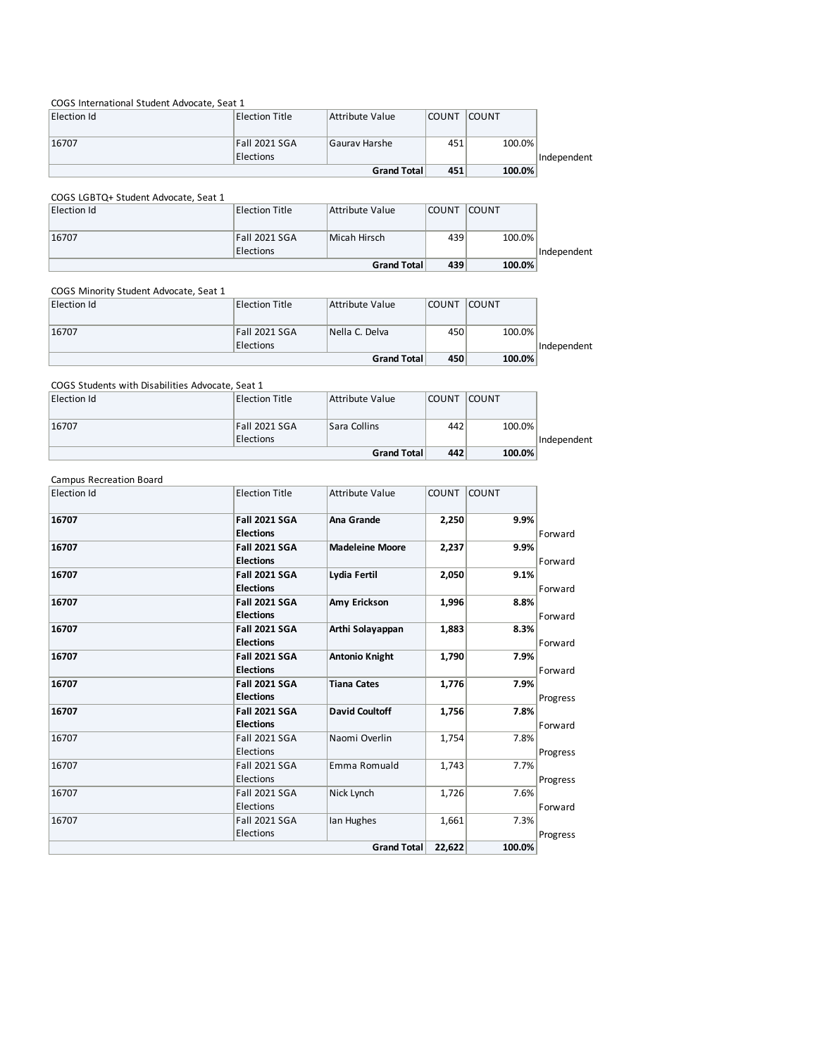COGS International Student Advocate, Seat 1

| Election Id | Election Title | Attribute Value | COUNT | COUNT | |
|---|---|---|---|---|---|
| 16707 | Fall 2021 SGA Elections | Gaurav Harshe | 451 | 100.0% | Independent |
| | | **Grand Total** | **451** | **100.0%** | |

COGS LGBTQ+ Student Advocate, Seat 1

| Election Id | Election Title | Attribute Value | COUNT | COUNT | |
|---|---|---|---|---|---|
| 16707 | Fall 2021 SGA Elections | Micah Hirsch | 439 | 100.0% | Independent |
| | | **Grand Total** | **439** | **100.0%** | |

COGS Minority Student Advocate, Seat 1

| Election Id | Election Title | Attribute Value | COUNT | COUNT | |
|---|---|---|---|---|---|
| 16707 | Fall 2021 SGA Elections | Nella C. Delva | 450 | 100.0% | Independent |
| | | **Grand Total** | **450** | **100.0%** | |

COGS Students with Disabilities Advocate, Seat 1

| Election Id | Election Title | Attribute Value | COUNT | COUNT | |
|---|---|---|---|---|---|
| 16707 | Fall 2021 SGA Elections | Sara Collins | 442 | 100.0% | Independent |
| | | **Grand Total** | **442** | **100.0%** | |

Campus Recreation Board

| Election Id | Election Title | Attribute Value | COUNT | COUNT | |
|---|---|---|---|---|---|
| **16707** | **Fall 2021 SGA Elections** | **Ana Grande** | **2,250** | **9.9%** | Forward |
| **16707** | **Fall 2021 SGA Elections** | **Madeleine Moore** | **2,237** | **9.9%** | Forward |
| **16707** | **Fall 2021 SGA Elections** | **Lydia Fertil** | **2,050** | **9.1%** | Forward |
| **16707** | **Fall 2021 SGA Elections** | **Amy Erickson** | **1,996** | **8.8%** | Forward |
| **16707** | **Fall 2021 SGA Elections** | **Arthi Solayappan** | **1,883** | **8.3%** | Forward |
| **16707** | **Fall 2021 SGA Elections** | **Antonio Knight** | **1,790** | **7.9%** | Forward |
| **16707** | **Fall 2021 SGA Elections** | **Tiana Cates** | **1,776** | **7.9%** | Progress |
| **16707** | **Fall 2021 SGA Elections** | **David Coultoff** | **1,756** | **7.8%** | Forward |
| 16707 | Fall 2021 SGA Elections | Naomi Overlin | 1,754 | 7.8% | Progress |
| 16707 | Fall 2021 SGA Elections | Emma Romuald | 1,743 | 7.7% | Progress |
| 16707 | Fall 2021 SGA Elections | Nick Lynch | 1,726 | 7.6% | Forward |
| 16707 | Fall 2021 SGA Elections | Ian Hughes | 1,661 | 7.3% | Progress |
| | | **Grand Total** | **22,622** | **100.0%** | |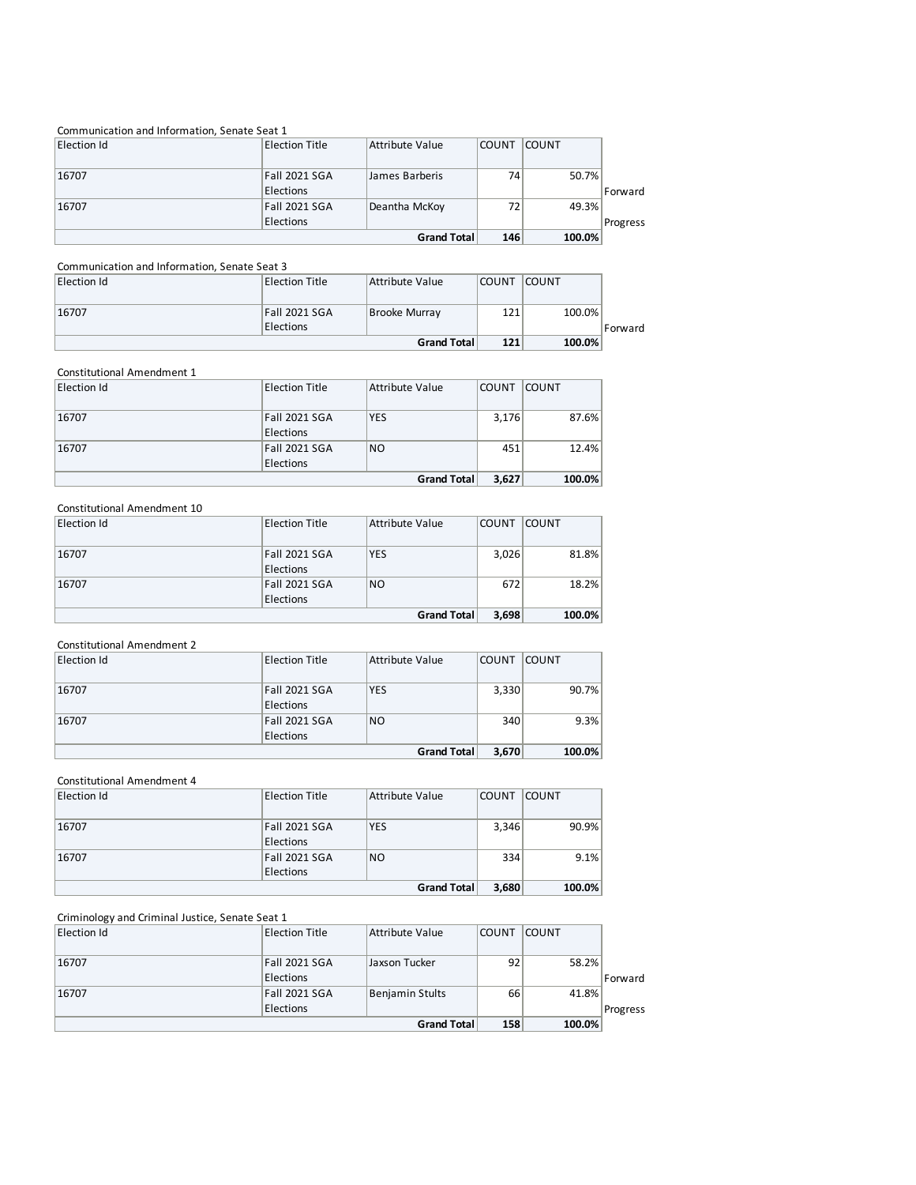Communication and Information, Senate Seat 1

| Election Id | Election Title | Attribute Value | COUNT | COUNT | |
|---|---|---|---|---|---|
| 16707 | Fall 2021 SGA Elections | James Barberis | 74 | 50.7% | Forward |
| 16707 | Fall 2021 SGA Elections | Deantha McKoy | 72 | 49.3% | Progress |
| | | **Grand Total** | **146** | **100.0%** | |

Communication and Information, Senate Seat 3

| Election Id | Election Title | Attribute Value | COUNT | COUNT | |
|---|---|---|---|---|---|
| 16707 | Fall 2021 SGA Elections | Brooke Murray | 121 | 100.0% | Forward |
| | | **Grand Total** | **121** | **100.0%** | |

Constitutional Amendment 1

| Election Id | Election Title | Attribute Value | COUNT | COUNT |
|---|---|---|---|---|
| 16707 | Fall 2021 SGA Elections | YES | 3,176 | 87.6% |
| 16707 | Fall 2021 SGA Elections | NO | 451 | 12.4% |
| | | **Grand Total** | **3,627** | **100.0%** |

Constitutional Amendment 10

| Election Id | Election Title | Attribute Value | COUNT | COUNT |
|---|---|---|---|---|
| 16707 | Fall 2021 SGA Elections | YES | 3,026 | 81.8% |
| 16707 | Fall 2021 SGA Elections | NO | 672 | 18.2% |
| | | **Grand Total** | **3,698** | **100.0%** |

Constitutional Amendment 2

| Election Id | Election Title | Attribute Value | COUNT | COUNT |
|---|---|---|---|---|
| 16707 | Fall 2021 SGA Elections | YES | 3,330 | 90.7% |
| 16707 | Fall 2021 SGA Elections | NO | 340 | 9.3% |
| | | **Grand Total** | **3,670** | **100.0%** |

Constitutional Amendment 4

| Election Id | Election Title | Attribute Value | COUNT | COUNT |
|---|---|---|---|---|
| 16707 | Fall 2021 SGA Elections | YES | 3,346 | 90.9% |
| 16707 | Fall 2021 SGA Elections | NO | 334 | 9.1% |
| | | **Grand Total** | **3,680** | **100.0%** |

Criminology and Criminal Justice, Senate Seat 1

| Election Id | Election Title | Attribute Value | COUNT | COUNT | |
|---|---|---|---|---|---|
| 16707 | Fall 2021 SGA Elections | Jaxson Tucker | 92 | 58.2% | Forward |
| 16707 | Fall 2021 SGA Elections | Benjamin Stults | 66 | 41.8% | Progress |
| | | **Grand Total** | **158** | **100.0%** | |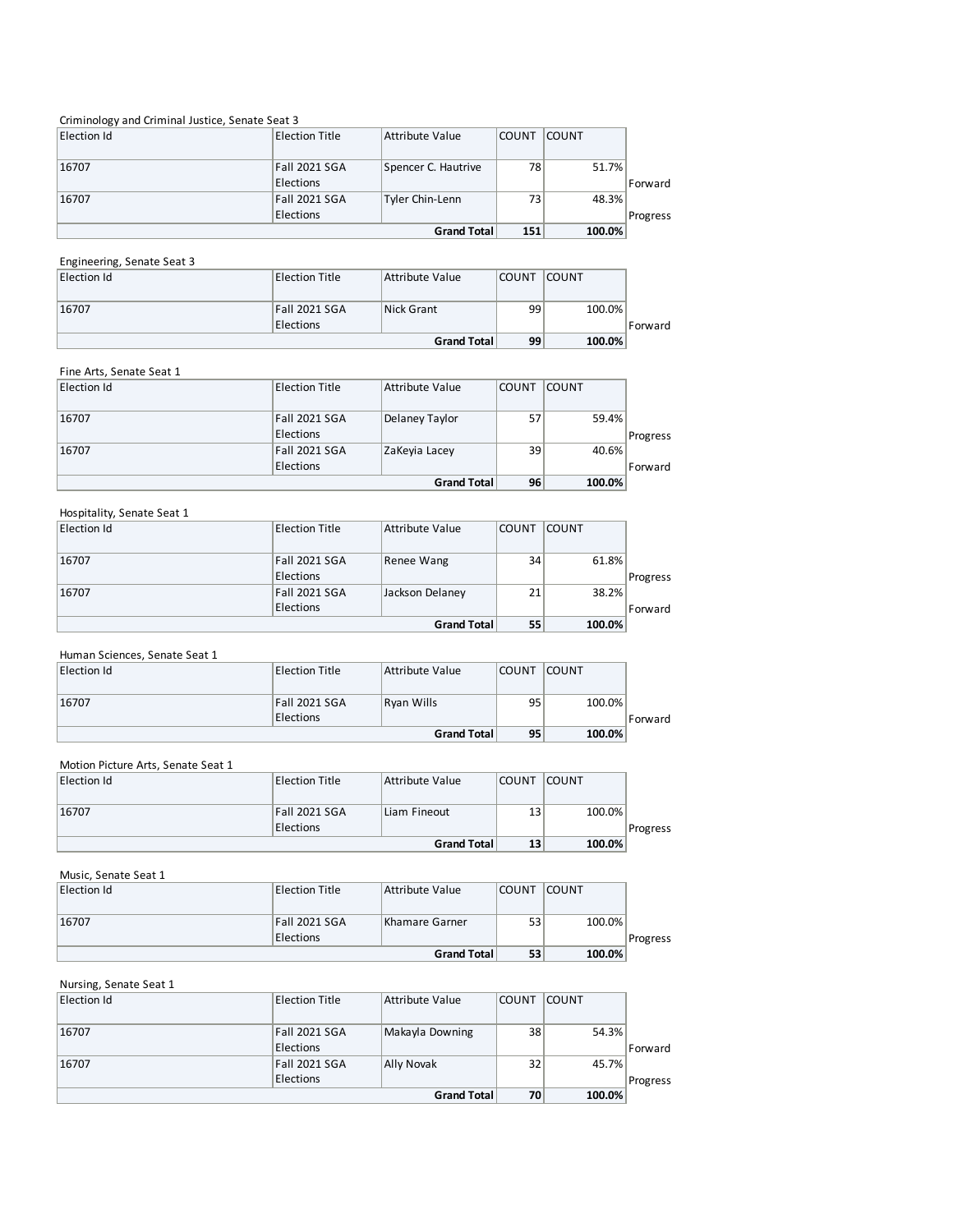Criminology and Criminal Justice, Senate Seat 3

| Election Id | Election Title | Attribute Value | COUNT | COUNT | |
|---|---|---|---|---|---|
| 16707 | Fall 2021 SGA Elections | Spencer C. Hautrive | 78 | 51.7% | Forward |
| 16707 | Fall 2021 SGA Elections | Tyler Chin-Lenn | 73 | 48.3% | Progress |
| | | **Grand Total** | **151** | **100.0%** | |

Engineering, Senate Seat 3

| Election Id | Election Title | Attribute Value | COUNT | COUNT | |
|---|---|---|---|---|---|
| 16707 | Fall 2021 SGA Elections | Nick Grant | 99 | 100.0% | Forward |
| | | **Grand Total** | **99** | **100.0%** | |

Fine Arts, Senate Seat 1

| Election Id | Election Title | Attribute Value | COUNT | COUNT | |
|---|---|---|---|---|---|
| 16707 | Fall 2021 SGA Elections | Delaney Taylor | 57 | 59.4% | Progress |
| 16707 | Fall 2021 SGA Elections | ZaKeyia Lacey | 39 | 40.6% | Forward |
| | | **Grand Total** | **96** | **100.0%** | |

Hospitality, Senate Seat 1

| Election Id | Election Title | Attribute Value | COUNT | COUNT | |
|---|---|---|---|---|---|
| 16707 | Fall 2021 SGA Elections | Renee Wang | 34 | 61.8% | Progress |
| 16707 | Fall 2021 SGA Elections | Jackson Delaney | 21 | 38.2% | Forward |
| | | **Grand Total** | **55** | **100.0%** | |

Human Sciences, Senate Seat 1

| Election Id | Election Title | Attribute Value | COUNT | COUNT | |
|---|---|---|---|---|---|
| 16707 | Fall 2021 SGA Elections | Ryan Wills | 95 | 100.0% | Forward |
| | | **Grand Total** | **95** | **100.0%** | |

Motion Picture Arts, Senate Seat 1

| Election Id | Election Title | Attribute Value | COUNT | COUNT | |
|---|---|---|---|---|---|
| 16707 | Fall 2021 SGA Elections | Liam Fineout | 13 | 100.0% | Progress |
| | | **Grand Total** | **13** | **100.0%** | |

Music, Senate Seat 1

| Election Id | Election Title | Attribute Value | COUNT | COUNT | |
|---|---|---|---|---|---|
| 16707 | Fall 2021 SGA Elections | Khamare Garner | 53 | 100.0% | Progress |
| | | **Grand Total** | **53** | **100.0%** | |

Nursing, Senate Seat 1

| Election Id | Election Title | Attribute Value | COUNT | COUNT | |
|---|---|---|---|---|---|
| 16707 | Fall 2021 SGA Elections | Makayla Downing | 38 | 54.3% | Forward |
| 16707 | Fall 2021 SGA Elections | Ally Novak | 32 | 45.7% | Progress |
| | | **Grand Total** | **70** | **100.0%** | |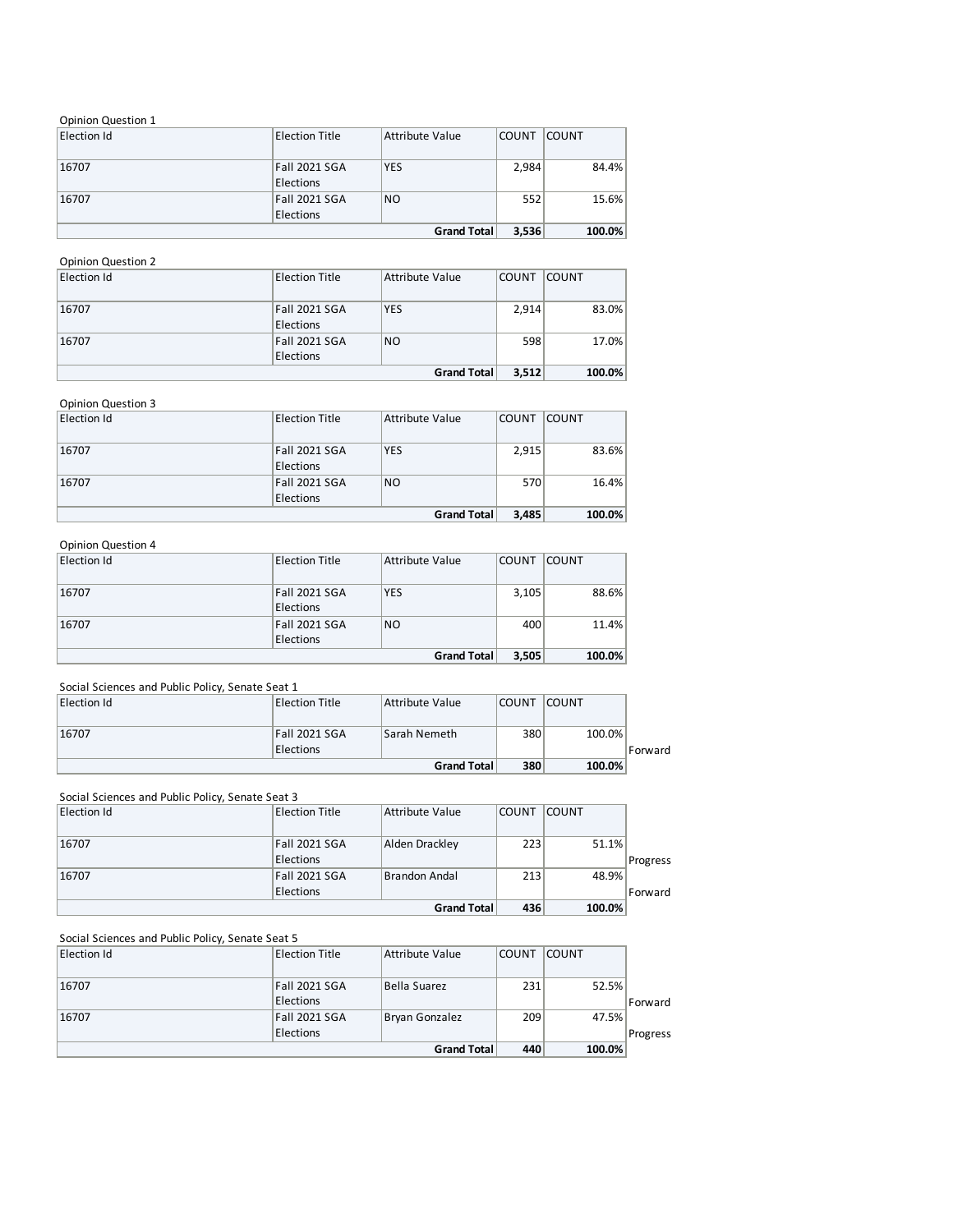Opinion Question 1

| Election Id | Election Title | Attribute Value | COUNT | COUNT |
|---|---|---|---|---|
| 16707 | Fall 2021 SGA Elections | YES | 2,984 | 84.4% |
| 16707 | Fall 2021 SGA Elections | NO | 552 | 15.6% |
| | | **Grand Total** | **3,536** | **100.0%** |

Opinion Question 2

| Election Id | Election Title | Attribute Value | COUNT | COUNT |
|---|---|---|---|---|
| 16707 | Fall 2021 SGA Elections | YES | 2,914 | 83.0% |
| 16707 | Fall 2021 SGA Elections | NO | 598 | 17.0% |
| | | **Grand Total** | **3,512** | **100.0%** |

Opinion Question 3

| Election Id | Election Title | Attribute Value | COUNT | COUNT |
|---|---|---|---|---|
| 16707 | Fall 2021 SGA Elections | YES | 2,915 | 83.6% |
| 16707 | Fall 2021 SGA Elections | NO | 570 | 16.4% |
| | | **Grand Total** | **3,485** | **100.0%** |

Opinion Question 4

| Election Id | Election Title | Attribute Value | COUNT | COUNT |
|---|---|---|---|---|
| 16707 | Fall 2021 SGA Elections | YES | 3,105 | 88.6% |
| 16707 | Fall 2021 SGA Elections | NO | 400 | 11.4% |
| | | **Grand Total** | **3,505** | **100.0%** |

Social Sciences and Public Policy, Senate Seat 1

| Election Id | Election Title | Attribute Value | COUNT | COUNT | |
|---|---|---|---|---|---|
| 16707 | Fall 2021 SGA Elections | Sarah Nemeth | 380 | 100.0% | Forward |
| | | **Grand Total** | **380** | **100.0%** | |

Social Sciences and Public Policy, Senate Seat 3

| Election Id | Election Title | Attribute Value | COUNT | COUNT | |
|---|---|---|---|---|---|
| 16707 | Fall 2021 SGA Elections | Alden Drackley | 223 | 51.1% | Progress |
| 16707 | Fall 2021 SGA Elections | Brandon Andal | 213 | 48.9% | Forward |
| | | **Grand Total** | **436** | **100.0%** | |

Social Sciences and Public Policy, Senate Seat 5

| Election Id | Election Title | Attribute Value | COUNT | COUNT | |
|---|---|---|---|---|---|
| 16707 | Fall 2021 SGA Elections | Bella Suarez | 231 | 52.5% | Forward |
| 16707 | Fall 2021 SGA Elections | Bryan Gonzalez | 209 | 47.5% | Progress |
| | | **Grand Total** | **440** | **100.0%** | |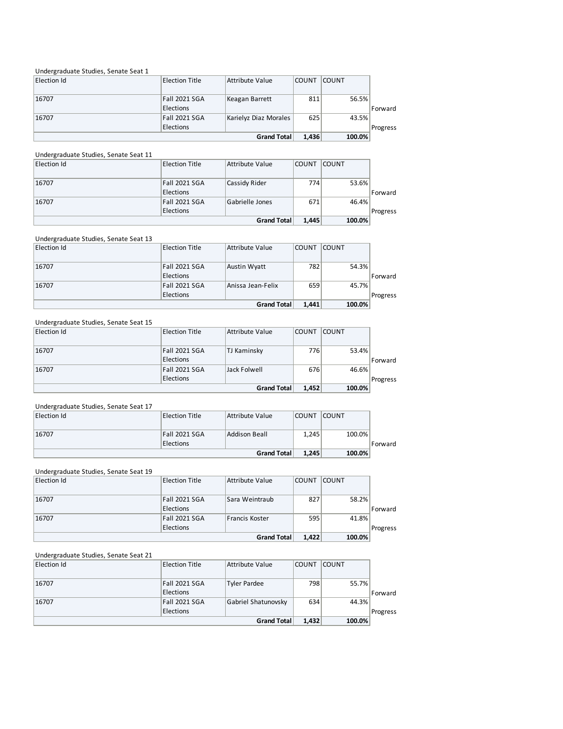Undergraduate Studies, Senate Seat 1

| Election Id | Election Title | Attribute Value | COUNT | COUNT | |
|---|---|---|---|---|---|
| 16707 | Fall 2021 SGA Elections | Keagan Barrett | 811 | 56.5% | Forward |
| 16707 | Fall 2021 SGA Elections | Karielyz Diaz Morales | 625 | 43.5% | Progress |
| | | **Grand Total** | **1,436** | **100.0%** | |

Undergraduate Studies, Senate Seat 11

| Election Id | Election Title | Attribute Value | COUNT | COUNT | |
|---|---|---|---|---|---|
| 16707 | Fall 2021 SGA Elections | Cassidy Rider | 774 | 53.6% | Forward |
| 16707 | Fall 2021 SGA Elections | Gabrielle Jones | 671 | 46.4% | Progress |
| | | **Grand Total** | **1,445** | **100.0%** | |

Undergraduate Studies, Senate Seat 13

| Election Id | Election Title | Attribute Value | COUNT | COUNT | |
|---|---|---|---|---|---|
| 16707 | Fall 2021 SGA Elections | Austin Wyatt | 782 | 54.3% | Forward |
| 16707 | Fall 2021 SGA Elections | Anissa Jean-Felix | 659 | 45.7% | Progress |
| | | **Grand Total** | **1,441** | **100.0%** | |

Undergraduate Studies, Senate Seat 15

| Election Id | Election Title | Attribute Value | COUNT | COUNT | |
|---|---|---|---|---|---|
| 16707 | Fall 2021 SGA Elections | TJ Kaminsky | 776 | 53.4% | Forward |
| 16707 | Fall 2021 SGA Elections | Jack Folwell | 676 | 46.6% | Progress |
| | | **Grand Total** | **1,452** | **100.0%** | |

Undergraduate Studies, Senate Seat 17

| Election Id | Election Title | Attribute Value | COUNT | COUNT | |
|---|---|---|---|---|---|
| 16707 | Fall 2021 SGA Elections | Addison Beall | 1,245 | 100.0% | Forward |
| | | **Grand Total** | **1,245** | **100.0%** | |

Undergraduate Studies, Senate Seat 19

| Election Id | Election Title | Attribute Value | COUNT | COUNT | |
|---|---|---|---|---|---|
| 16707 | Fall 2021 SGA Elections | Sara Weintraub | 827 | 58.2% | Forward |
| 16707 | Fall 2021 SGA Elections | Francis Koster | 595 | 41.8% | Progress |
| | | **Grand Total** | **1,422** | **100.0%** | |

Undergraduate Studies, Senate Seat 21

| Election Id | Election Title | Attribute Value | COUNT | COUNT | |
|---|---|---|---|---|---|
| 16707 | Fall 2021 SGA Elections | Tyler Pardee | 798 | 55.7% | Forward |
| 16707 | Fall 2021 SGA Elections | Gabriel Shatunovsky | 634 | 44.3% | Progress |
| | | **Grand Total** | **1,432** | **100.0%** | |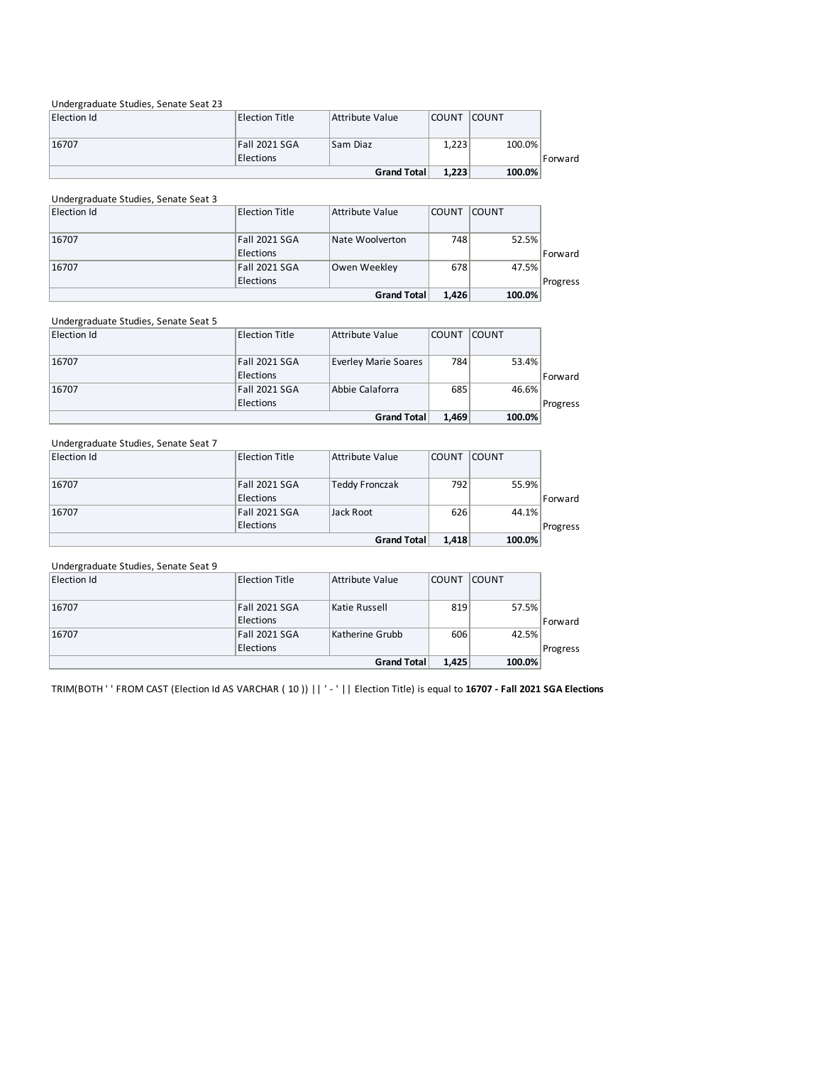Undergraduate Studies, Senate Seat 23

| Election Id | Election Title | Attribute Value | COUNT | COUNT | |
|---|---|---|---|---|---|
| 16707 | Fall 2021 SGA Elections | Sam Diaz | 1,223 | 100.0% | Forward |
| | | **Grand Total** | **1,223** | **100.0%** | |

Undergraduate Studies, Senate Seat 3

| Election Id | Election Title | Attribute Value | COUNT | COUNT | |
|---|---|---|---|---|---|
| 16707 | Fall 2021 SGA Elections | Nate Woolverton | 748 | 52.5% | Forward |
| 16707 | Fall 2021 SGA Elections | Owen Weekley | 678 | 47.5% | Progress |
| | | **Grand Total** | **1,426** | **100.0%** | |

Undergraduate Studies, Senate Seat 5

| Election Id | Election Title | Attribute Value | COUNT | COUNT | |
|---|---|---|---|---|---|
| 16707 | Fall 2021 SGA Elections | Everley Marie Soares | 784 | 53.4% | Forward |
| 16707 | Fall 2021 SGA Elections | Abbie Calaforra | 685 | 46.6% | Progress |
| | | **Grand Total** | **1,469** | **100.0%** | |

Undergraduate Studies, Senate Seat 7

| Election Id | Election Title | Attribute Value | COUNT | COUNT | |
|---|---|---|---|---|---|
| 16707 | Fall 2021 SGA Elections | Teddy Fronczak | 792 | 55.9% | Forward |
| 16707 | Fall 2021 SGA Elections | Jack Root | 626 | 44.1% | Progress |
| | | **Grand Total** | **1,418** | **100.0%** | |

Undergraduate Studies, Senate Seat 9

| Election Id | Election Title | Attribute Value | COUNT | COUNT | |
|---|---|---|---|---|---|
| 16707 | Fall 2021 SGA Elections | Katie Russell | 819 | 57.5% | Forward |
| 16707 | Fall 2021 SGA Elections | Katherine Grubb | 606 | 42.5% | Progress |
| | | **Grand Total** | **1,425** | **100.0%** | |

TRIM(BOTH ' ' FROM CAST (Election Id AS VARCHAR ( 10 )) || ' - ' || Election Title) is equal to **16707 - Fall 2021 SGA Elections**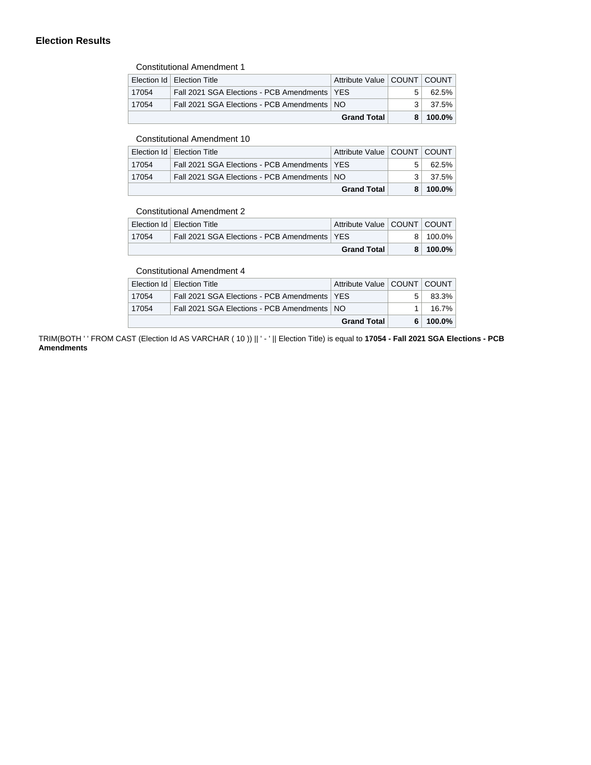## Election Results

Constitutional Amendment 1

| Election Id | Election Title | Attribute Value | COUNT | COUNT |
| --- | --- | --- | --- | --- |
| 17054 | Fall 2021 SGA Elections - PCB Amendments | YES | 5 | 62.5% |
| 17054 | Fall 2021 SGA Elections - PCB Amendments | NO | 3 | 37.5% |
| | | **Grand Total** | **8** | **100.0%** |

Constitutional Amendment 10

| Election Id | Election Title | Attribute Value | COUNT | COUNT |
| --- | --- | --- | --- | --- |
| 17054 | Fall 2021 SGA Elections - PCB Amendments | YES | 5 | 62.5% |
| 17054 | Fall 2021 SGA Elections - PCB Amendments | NO | 3 | 37.5% |
| | | **Grand Total** | **8** | **100.0%** |

Constitutional Amendment 2

| Election Id | Election Title | Attribute Value | COUNT | COUNT |
| --- | --- | --- | --- | --- |
| 17054 | Fall 2021 SGA Elections - PCB Amendments | YES | 8 | 100.0% |
| | | **Grand Total** | **8** | **100.0%** |

Constitutional Amendment 4

| Election Id | Election Title | Attribute Value | COUNT | COUNT |
| --- | --- | --- | --- | --- |
| 17054 | Fall 2021 SGA Elections - PCB Amendments | YES | 5 | 83.3% |
| 17054 | Fall 2021 SGA Elections - PCB Amendments | NO | 1 | 16.7% |
| | | **Grand Total** | **6** | **100.0%** |

TRIM(BOTH ' ' FROM CAST (Election Id AS VARCHAR ( 10 )) || ' - ' || Election Title) is equal to **17054 - Fall 2021 SGA Elections - PCB Amendments**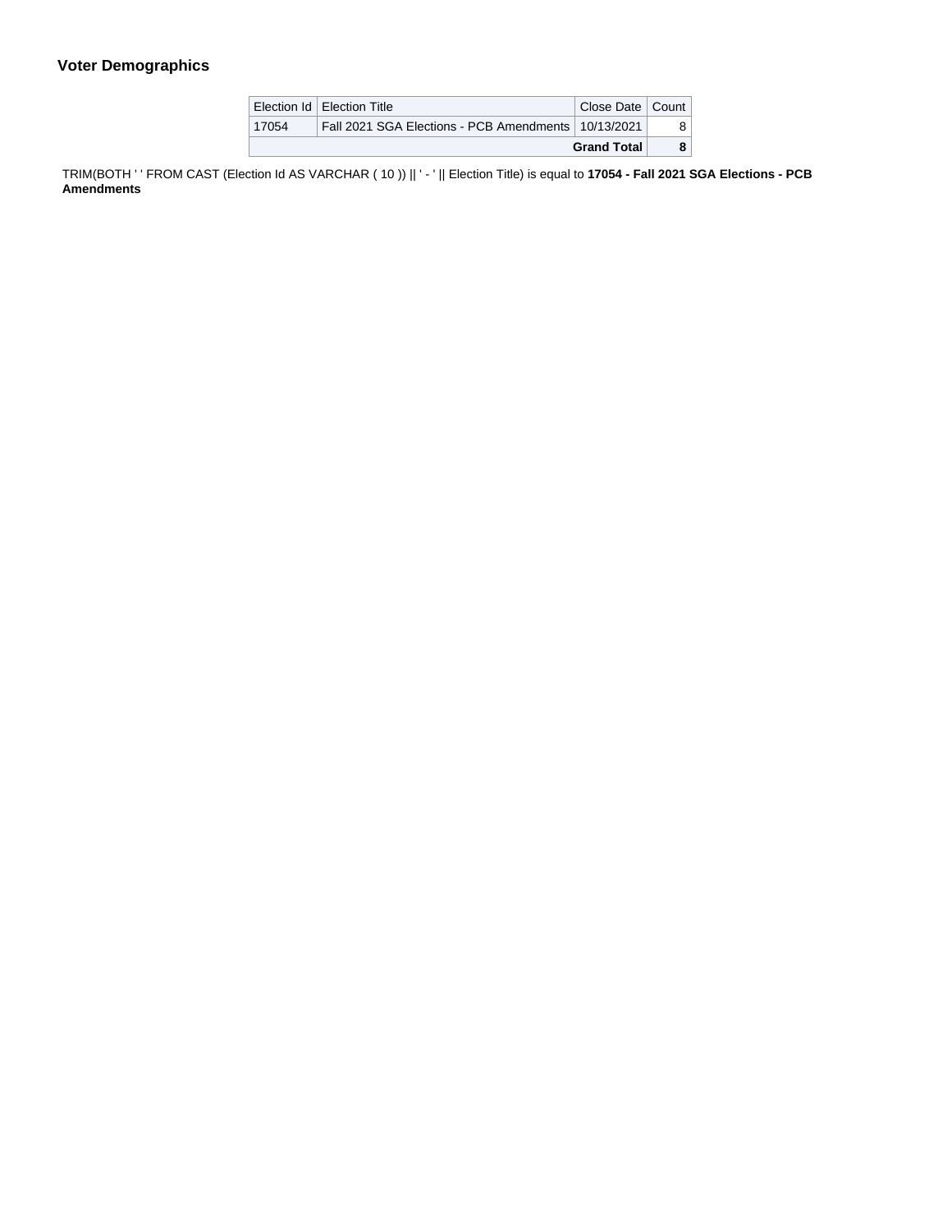## Voter Demographics

| Election Id | Election Title | Close Date | Count |
|---|---|---|---|
| 17054 | Fall 2021 SGA Elections - PCB Amendments | 10/13/2021 | 8 |
| | | **Grand Total** | **8** |

TRIM(BOTH ' ' FROM CAST (Election Id AS VARCHAR ( 10 )) || ' - ' || Election Title) is equal to **17054 - Fall 2021 SGA Elections - PCB Amendments**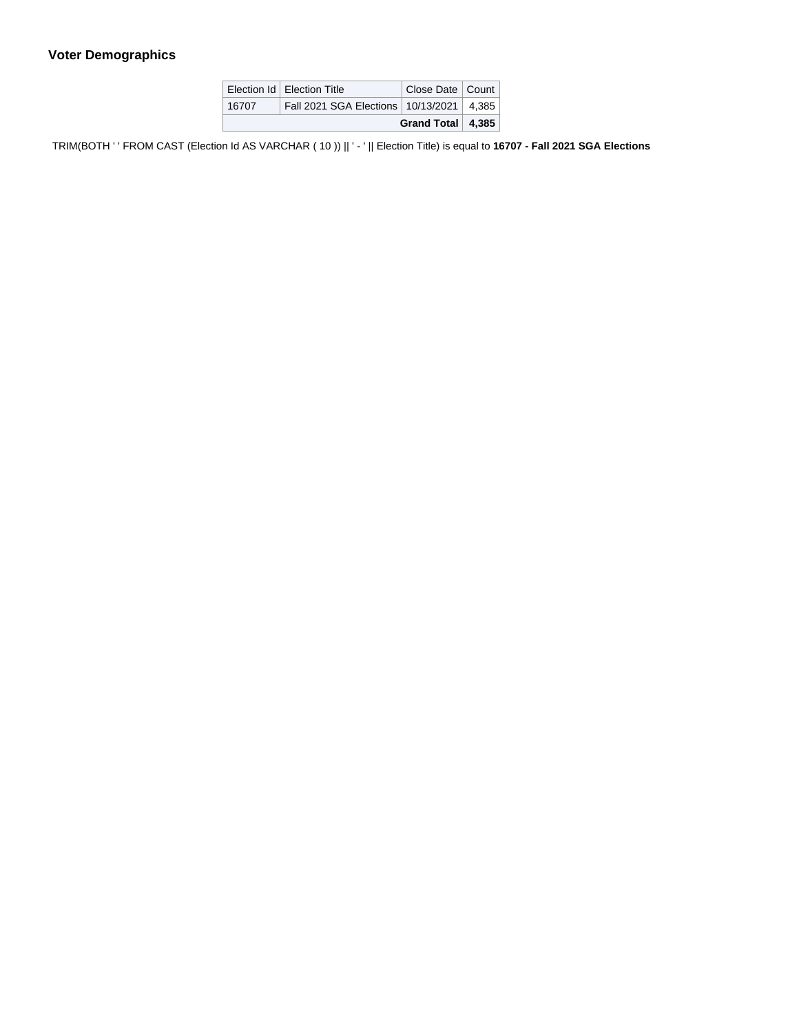### Voter Demographics

| Election Id | Election Title | Close Date | Count |
|---|---|---|---|
| 16707 | Fall 2021 SGA Elections | 10/13/2021 | 4,385 |
| | | **Grand Total** | **4,385** |

TRIM(BOTH ' ' FROM CAST (Election Id AS VARCHAR ( 10 )) || ' - ' || Election Title) is equal to **16707 - Fall 2021 SGA Elections**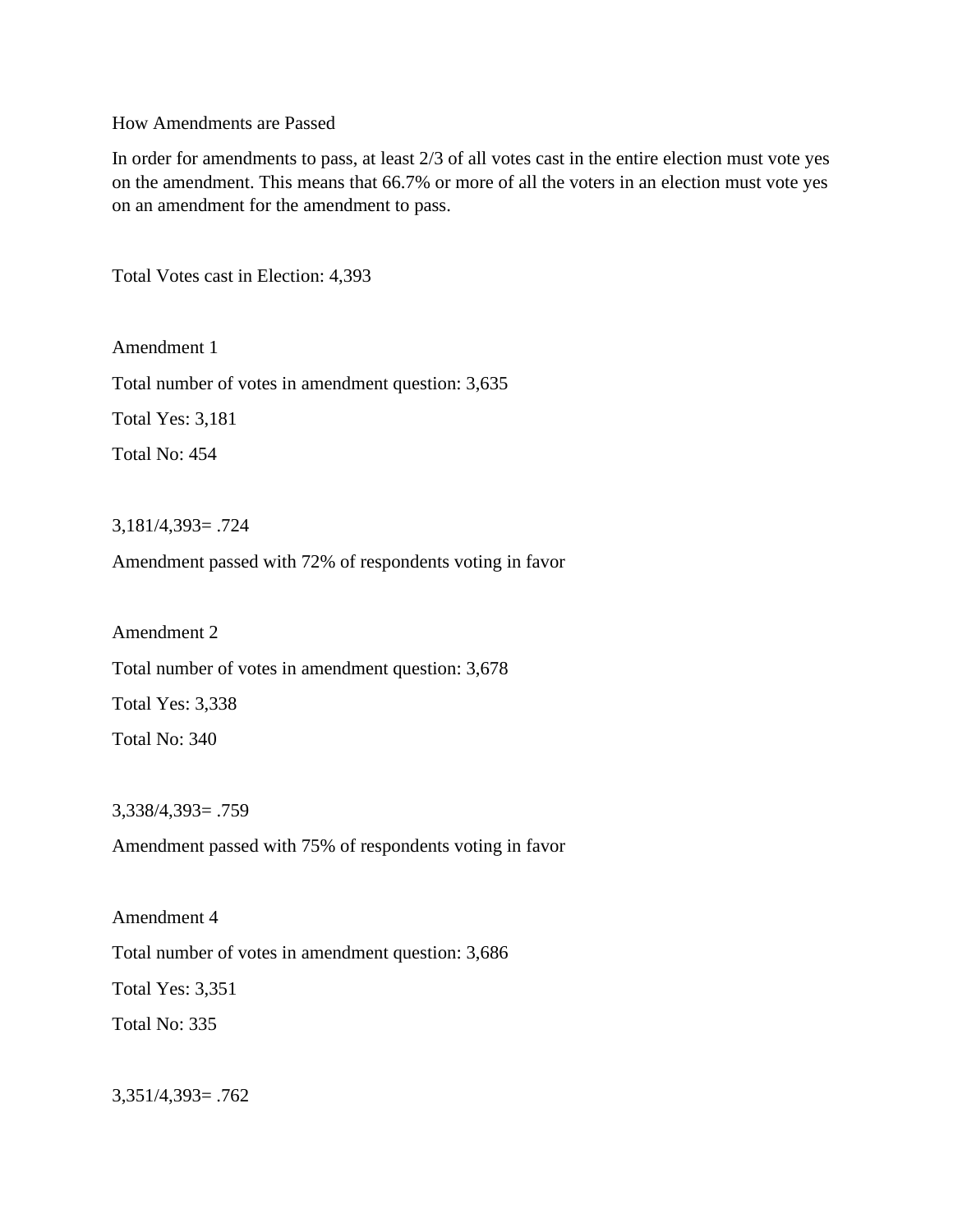How Amendments are Passed

In order for amendments to pass, at least 2/3 of all votes cast in the entire election must vote yes on the amendment. This means that 66.7% or more of all the voters in an election must vote yes on an amendment for the amendment to pass.

Total Votes cast in Election: 4,393

Amendment 1

Total number of votes in amendment question: 3,635

Total Yes: 3,181

Total No: 454

3,181/4,393= .724

Amendment passed with 72% of respondents voting in favor

Amendment 2

Total number of votes in amendment question: 3,678

Total Yes: 3,338

Total No: 340

3,338/4,393= .759

Amendment passed with 75% of respondents voting in favor

Amendment 4

Total number of votes in amendment question: 3,686

Total Yes: 3,351

Total No: 335

3,351/4,393= .762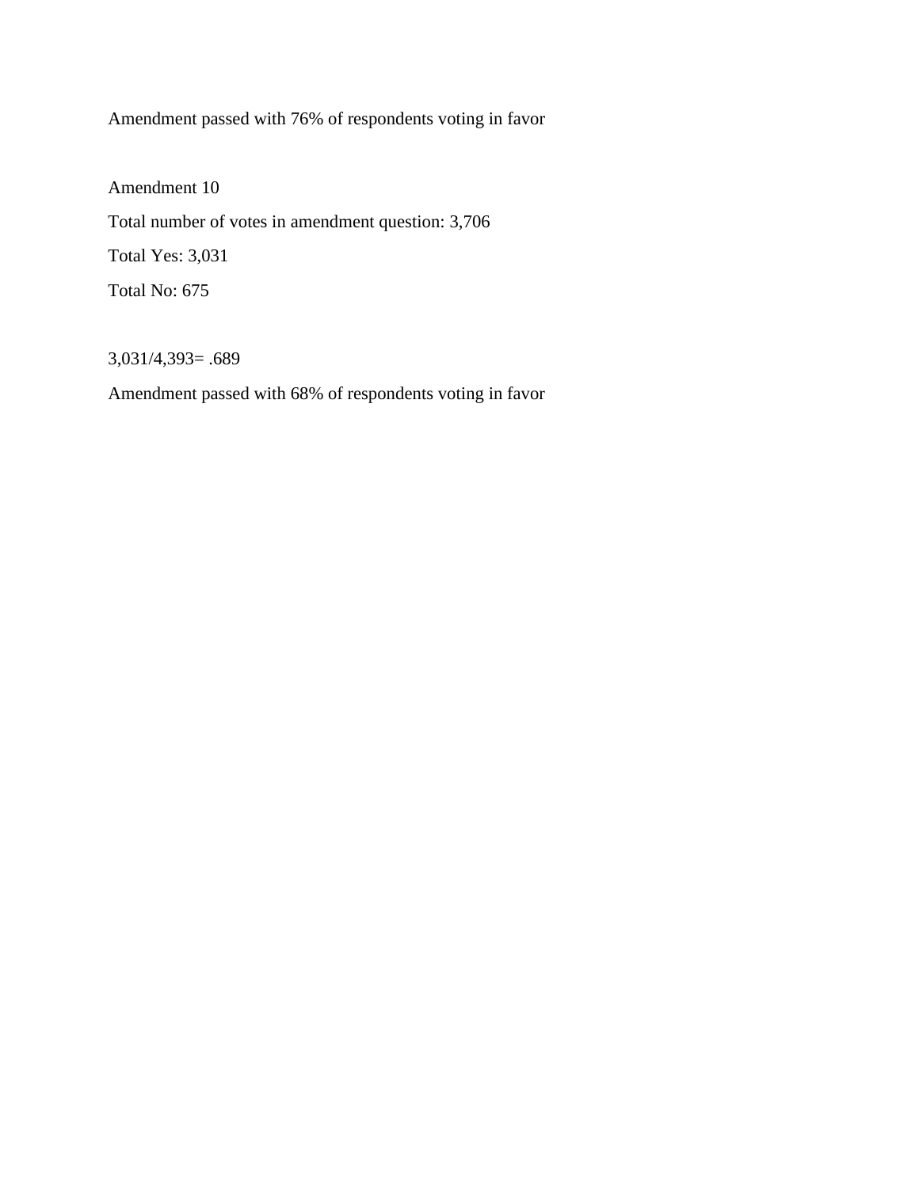Amendment passed with 76% of respondents voting in favor

Amendment 10

Total number of votes in amendment question: 3,706

Total Yes: 3,031

Total No: 675

3,031/4,393= .689

Amendment passed with 68% of respondents voting in favor